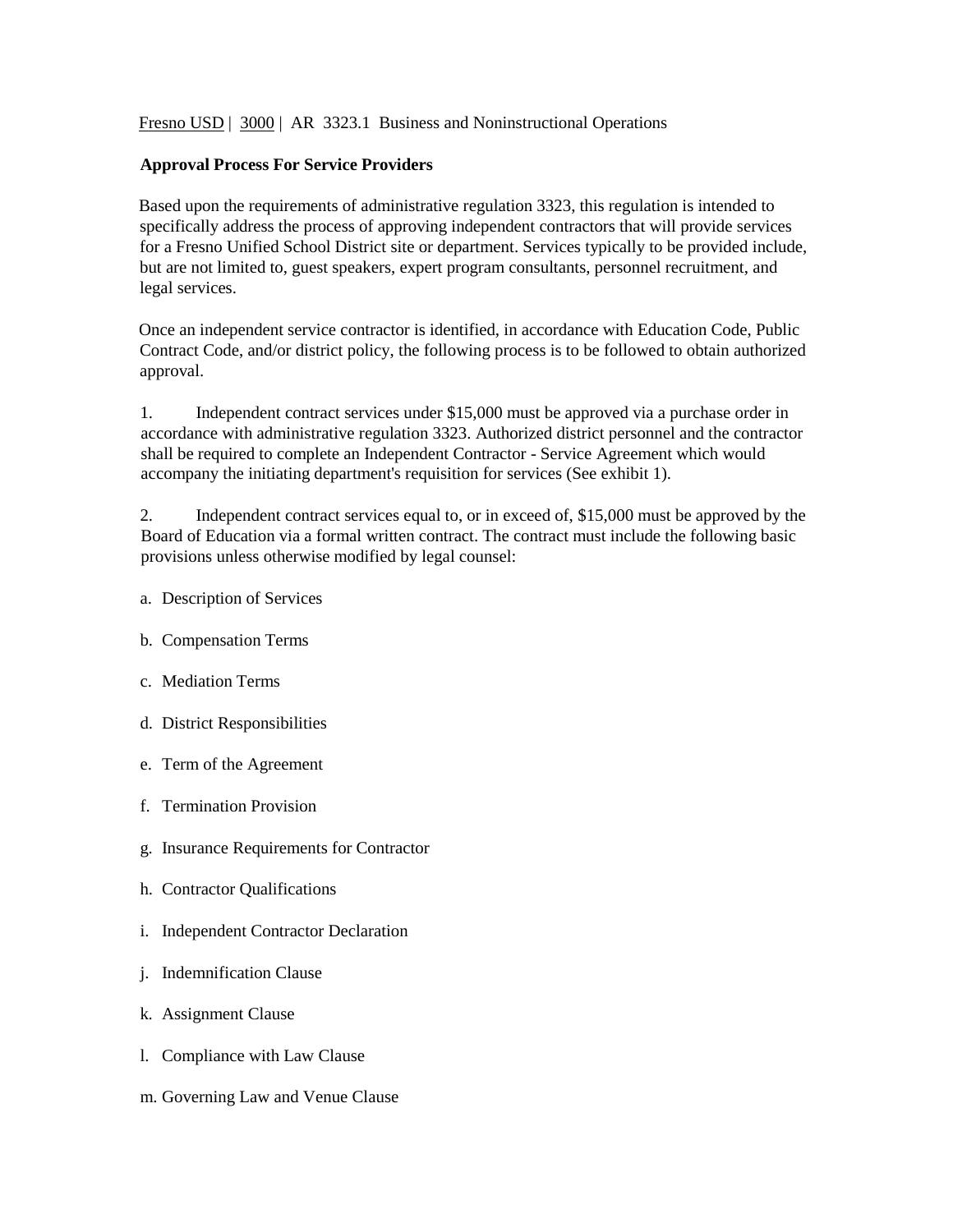Fresno USD | 3000 | AR 3323.1 Business and Noninstructional Operations

**Approval Process For Service Providers**

Based upon the requirements of administrative regulation 3323, this regulation is intended to specifically address the process of approving independent contractors that will provide services for a Fresno Unified School District site or department. Services typically to be provided include, but are not limited to, guest speakers, expert program consultants, personnel recruitment, and legal services.

Once an independent service contractor is identified, in accordance with Education Code, Public Contract Code, and/or district policy, the following process is to be followed to obtain authorized approval.

1. Independent contract services under $15,000 must be approved via a purchase order in accordance with administrative regulation 3323. Authorized district personnel and the contractor shall be required to complete an Independent Contractor - Service Agreement which would accompany the initiating department's requisition for services (See exhibit 1).

2. Independent contract services equal to, or in exceed of, $15,000 must be approved by the Board of Education via a formal written contract. The contract must include the following basic provisions unless otherwise modified by legal counsel:

a. Description of Services

b. Compensation Terms

c. Mediation Terms

d. District Responsibilities

e. Term of the Agreement

f. Termination Provision

g. Insurance Requirements for Contractor

h. Contractor Qualifications

i. Independent Contractor Declaration

j. Indemnification Clause

k. Assignment Clause

l. Compliance with Law Clause

m. Governing Law and Venue Clause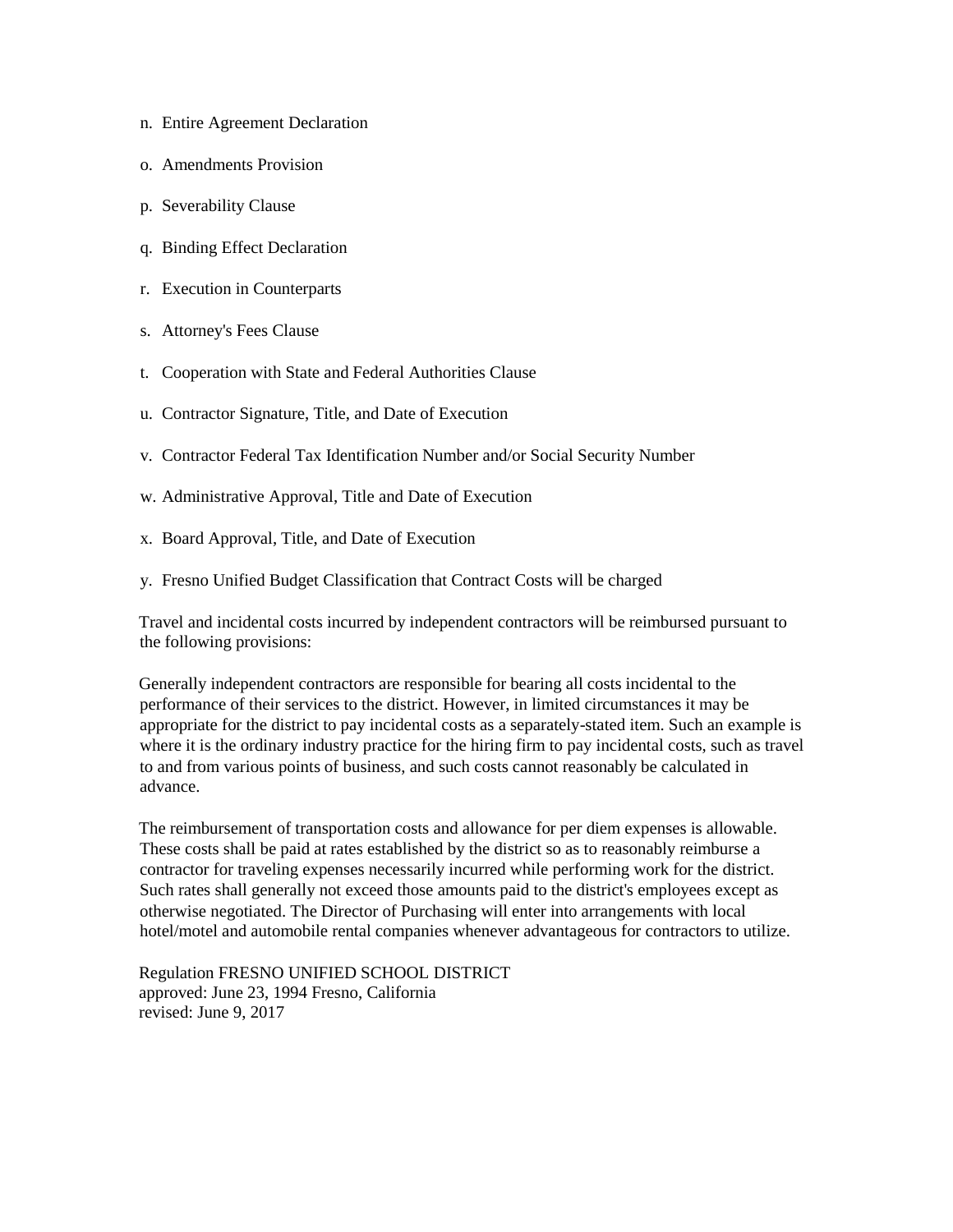n. Entire Agreement Declaration

o. Amendments Provision

p. Severability Clause

q. Binding Effect Declaration

r. Execution in Counterparts

s. Attorney's Fees Clause

t. Cooperation with State and Federal Authorities Clause

u. Contractor Signature, Title, and Date of Execution

v. Contractor Federal Tax Identification Number and/or Social Security Number

w. Administrative Approval, Title and Date of Execution

x. Board Approval, Title, and Date of Execution

y. Fresno Unified Budget Classification that Contract Costs will be charged

Travel and incidental costs incurred by independent contractors will be reimbursed pursuant to the following provisions:

Generally independent contractors are responsible for bearing all costs incidental to the performance of their services to the district. However, in limited circumstances it may be appropriate for the district to pay incidental costs as a separately-stated item. Such an example is where it is the ordinary industry practice for the hiring firm to pay incidental costs, such as travel to and from various points of business, and such costs cannot reasonably be calculated in advance.

The reimbursement of transportation costs and allowance for per diem expenses is allowable. These costs shall be paid at rates established by the district so as to reasonably reimburse a contractor for traveling expenses necessarily incurred while performing work for the district. Such rates shall generally not exceed those amounts paid to the district's employees except as otherwise negotiated. The Director of Purchasing will enter into arrangements with local hotel/motel and automobile rental companies whenever advantageous for contractors to utilize.

Regulation FRESNO UNIFIED SCHOOL DISTRICT
approved: June 23, 1994 Fresno, California
revised: June 9, 2017